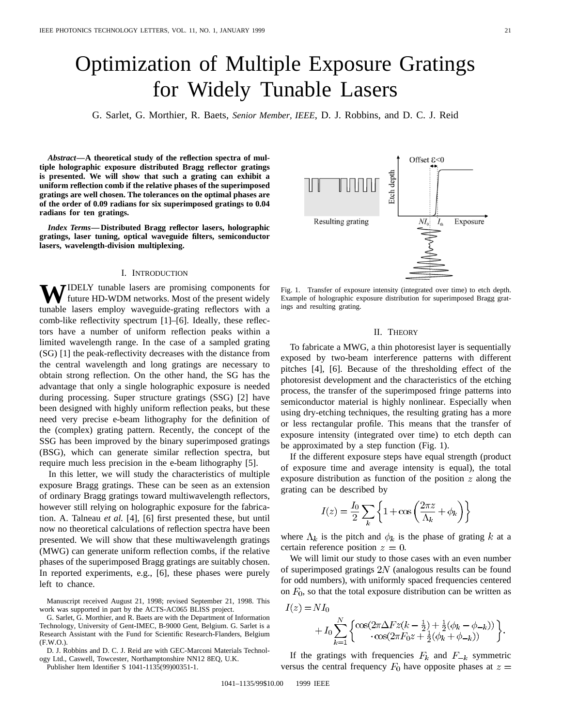# Optimization of Multiple Exposure Gratings for Widely Tunable Lasers

G. Sarlet, G. Morthier, R. Baets, *Senior Member, IEEE*, D. J. Robbins, and D. C. J. Reid

***Abstract*—A theoretical study of the reflection spectra of multiple holographic exposure distributed Bragg reflector gratings is presented. We will show that such a grating can exhibit a uniform reflection comb if the relative phases of the superimposed gratings are well chosen. The tolerances on the optimal phases are of the order of 0.09 radians for six superimposed gratings to 0.04 radians for ten gratings.**

***Index Terms*—Distributed Bragg reflector lasers, holographic gratings, laser tuning, optical waveguide filters, semiconductor lasers, wavelength-division multiplexing.**

## I. Introduction

Widely tunable lasers are promising components for future HD-WDM networks. Most of the present widely tunable lasers employ waveguide-grating reflectors with a comb-like reflectivity spectrum [1]–[6]. Ideally, these reflectors have a number of uniform reflection peaks within a limited wavelength range. In the case of a sampled grating (SG) [1] the peak-reflectivity decreases with the distance from the central wavelength and long gratings are necessary to obtain strong reflection. On the other hand, the SG has the advantage that only a single holographic exposure is needed during processing. Super structure gratings (SSG) [2] have been designed with highly uniform reflection peaks, but these need very precise e-beam lithography for the definition of the (complex) grating pattern. Recently, the concept of the SSG has been improved by the binary superimposed gratings (BSG), which can generate similar reflection spectra, but require much less precision in the e-beam lithography [5].

In this letter, we will study the characteristics of multiple exposure Bragg gratings. These can be seen as an extension of ordinary Bragg gratings toward multiwavelength reflectors, however still relying on holographic exposure for the fabrication. A. Talneau *et al.* [4], [6] first presented these, but until now no theoretical calculations of reflection spectra have been presented. We will show that these multiwavelength gratings (MWG) can generate uniform reflection combs, if the relative phases of the superimposed Bragg gratings are suitably chosen. In reported experiments, e.g., [6], these phases were purely left to chance.

Manuscript received August 21, 1998; revised September 21, 1998. This work was supported in part by the ACTS-AC065 BLISS project.

G. Sarlet, G. Morthier, and R. Baets are with the Department of Information Technology, University of Gent-IMEC, B-9000 Gent, Belgium. G. Sarlet is a Research Assistant with the Fund for Scientific Research-Flanders, Belgium (F.W.O.).

D. J. Robbins and D. C. J. Reid are with GEC-Marconi Materials Technology Ltd., Caswell, Towcester, Northamptonshire NN12 8EQ, U.K.

Publisher Item Identifier S 1041-1135(99)00351-1.

Fig. 1. Transfer of exposure intensity (integrated over time) to etch depth. Example of holographic exposure distribution for superimposed Bragg gratings and resulting grating.

## II. Theory

To fabricate a MWG, a thin photoresist layer is sequentially exposed by two-beam interference patterns with different pitches [4], [6]. Because of the thresholding effect of the photoresist development and the characteristics of the etching process, the transfer of the superimposed fringe patterns into semiconductor material is highly nonlinear. Especially when using dry-etching techniques, the resulting grating has a more or less rectangular profile. This means that the transfer of exposure intensity (integrated over time) to etch depth can be approximated by a step function (Fig. 1).

If the different exposure steps have equal strength (product of exposure time and average intensity is equal), the total exposure distribution as function of the position $z$ along the grating can be described by

$$I(z) = \frac{I_0}{2} \sum_k \left\{ 1 + \cos\left( \frac{2\pi z}{\Lambda_k} + \phi_k \right) \right\}$$

where $\Lambda_k$ is the pitch and $\phi_k$ is the phase of grating $k$ at a certain reference position $z = 0$.

We will limit our study to those cases with an even number of superimposed gratings $2N$ (analogous results can be found for odd numbers), with uniformly spaced frequencies centered on $F_0$, so that the total exposure distribution can be written as

$$I(z) = NI_0 + I_0 \sum_{k=1}^{N} \left\{ \begin{array}{l} \cos(2\pi \Delta F z(k - \frac{1}{2}) + \frac{1}{2}(\phi_k - \phi_{-k})) \\ \cdot \cos(2\pi F_0 z + \frac{1}{2}(\phi_k + \phi_{-k})) \end{array} \right\}.$$

If the gratings with frequencies $F_k$ and $F_{-k}$ symmetric versus the central frequency $F_0$ have opposite phases at $z =$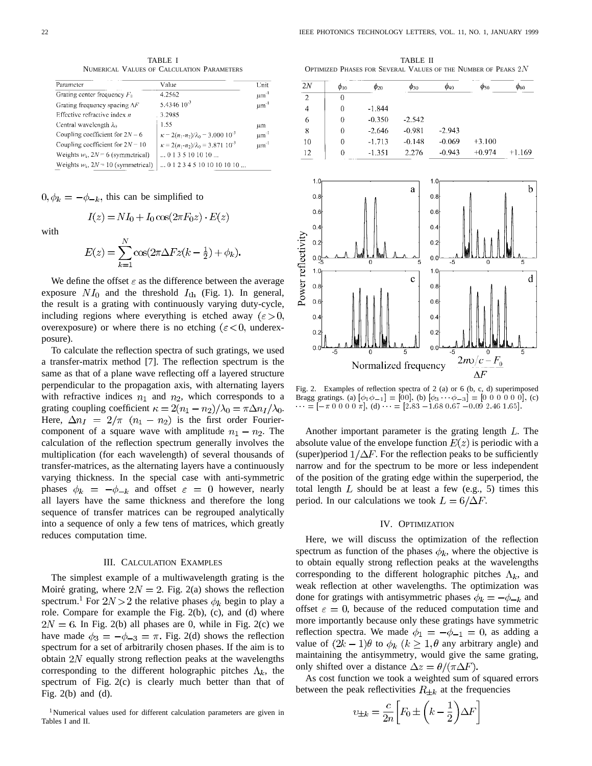TABLE I
NUMERICAL VALUES OF CALCULATION PARAMETERS

| Parameter | Value | Unit |
| --- | --- | --- |
| Grating center frequency $F_0$ | 4.2562 | $\mu m^{-1}$ |
| Grating frequency spacing $\Delta F$ | $5.4346\ 10^{-3}$ | $\mu m^{-1}$ |
| Effective refractive index $n$ | 3.2985 | |
| Central wavelength $\lambda_0$ | 1.55 | $\mu m$ |
| Coupling coefficient for $2N = 6$ | $\kappa = 2(n_1\text{-}n_2)/\lambda_0 = 3.000\ 10^{-3}$ | $\mu m^{-1}$ |
| Coupling coefficient for $2N = 10$ | $\kappa = 2(n_1\text{-}n_2)/\lambda_0 = 3.871\ 10^{-3}$ | $\mu m^{-1}$ |
| Weights $w_k$, $2N = 6$ (symmetrical) | ... 0 1 3 5 10 10 10 ... | |
| Weights $w_k$, $2N = 10$ (symmetrical) | ... 0 1 2 3 4 5 10 10 10 10 10 ... | |

$0, \phi_k = -\phi_{-k}$, this can be simplified to

$$I(z) = NI_0 + I_0 \cos(2\pi F_0 z) \cdot E(z)$$

with

$$E(z) = \sum_{k=1}^{N} \cos(2\pi \Delta F z(k - \tfrac{1}{2}) + \phi_k).$$

We define the offset $\varepsilon$ as the difference between the average exposure $NI_0$ and the threshold $I_{\text{th}}$ (Fig. 1). In general, the result is a grating with continuously varying duty-cycle, including regions where everything is etched away ($\varepsilon > 0$, overexposure) or where there is no etching ($\varepsilon < 0$, underexposure).

To calculate the reflection spectra of such gratings, we used a transfer-matrix method [7]. The reflection spectrum is the same as that of a plane wave reflecting off a layered structure perpendicular to the propagation axis, with alternating layers with refractive indices $n_1$ and $n_2$, which corresponds to a grating coupling coefficient $\kappa = 2(n_1 - n_2)/\lambda_0 = \pi \Delta n_I/\lambda_0$. Here, $\Delta n_I = 2/\pi\ (n_1 - n_2)$ is the first order Fourier-component of a square wave with amplitude $n_1 - n_2$. The calculation of the reflection spectrum generally involves the multiplication (for each wavelength) of several thousands of transfer-matrices, as the alternating layers have a continuously varying thickness. In the special case with anti-symmetric phases $\phi_k = -\phi_{-k}$ and offset $\varepsilon = 0$ however, nearly all layers have the same thickness and therefore the long sequence of transfer matrices can be regrouped analytically into a sequence of only a few tens of matrices, which greatly reduces computation time.

## III. Calculation Examples

The simplest example of a multiwavelength grating is the Moiré grating, where $2N = 2$. Fig. 2(a) shows the reflection spectrum.[1] For $2N > 2$ the relative phases $\phi_k$ begin to play a role. Compare for example the Fig. 2(b), (c), and (d) where $2N = 6$. In Fig. 2(b) all phases are 0, while in Fig. 2(c) we have made $\phi_3 = -\phi_{-3} = \pi$. Fig. 2(d) shows the reflection spectrum for a set of arbitrarily chosen phases. If the aim is to obtain $2N$ equally strong reflection peaks at the wavelengths corresponding to the different holographic pitches $\Lambda_k$, the spectrum of Fig. 2(c) is clearly much better than that of Fig. 2(b) and (d).

[1] Numerical values used for different calculation parameters are given in Tables I and II.

TABLE II
OPTIMIZED PHASES FOR SEVERAL VALUES OF THE NUMBER OF PEAKS $2N$

| $2N$ | $\phi_{10}$ | $\phi_{20}$ | $\phi_{30}$ | $\phi_{40}$ | $\phi_{50}$ | $\phi_{60}$ |
| --- | --- | --- | --- | --- | --- | --- |
| 2 | 0 | | | | | |
| 4 | 0 | -1.844 | | | | |
| 6 | 0 | -0.350 | -2.542 | | | |
| 8 | 0 | -2.646 | -0.981 | -2.943 | | |
| 10 | 0 | -1.713 | -0.148 | -0.069 | +3.100 | |
| 12 | 0 | -1.351 | 2.276 | -0.943 | +0.974 | +1.169 |

Fig. 2. Examples of reflection spectra of 2 (a) or 6 (b, c, d) superimposed Bragg gratings. (a) $[\phi_1 \phi_{-1}] = [00]$, (b) $[\phi_3 \cdots \phi_{-3}] = [0\ 0\ 0\ 0\ 0\ 0]$, (c) $\cdots = [-\pi\ 0\ 0\ 0\ 0\ \pi]$, (d) $\cdots = [2.83\ -1.68\ 0.67\ -0.09\ 2.46\ 1.65]$.

Another important parameter is the grating length $L$. The absolute value of the envelope function $E(z)$ is periodic with a (super)period $1/\Delta F$. For the reflection peaks to be sufficiently narrow and for the spectrum to be more or less independent of the position of the grating edge within the superperiod, the total length $L$ should be at least a few (e.g., 5) times this period. In our calculations we took $L = 6/\Delta F$.

## IV. Optimization

Here, we will discuss the optimization of the reflection spectrum as function of the phases $\phi_k$, where the objective is to obtain equally strong reflection peaks at the wavelengths corresponding to the different holographic pitches $\Lambda_k$, and weak reflection at other wavelengths. The optimization was done for gratings with antisymmetric phases $\phi_k = -\phi_{-k}$ and offset $\varepsilon = 0$, because of the reduced computation time and more importantly because only these gratings have symmetric reflection spectra. We made $\phi_1 = -\phi_{-1} = 0$, as adding a value of $(2k-1)\theta$ to $\phi_k$ ($k \geq 1, \theta$ any arbitrary angle) and maintaining the antisymmetry, would give the same grating, only shifted over a distance $\Delta z = \theta/(\pi \Delta F)$.

As cost function we took a weighted sum of squared errors between the peak reflectivities $R_{\pm k}$ at the frequencies

$$v_{\pm k} = \frac{c}{2n}\left[F_0 \pm \left(k - \frac{1}{2}\right)\Delta F\right]$$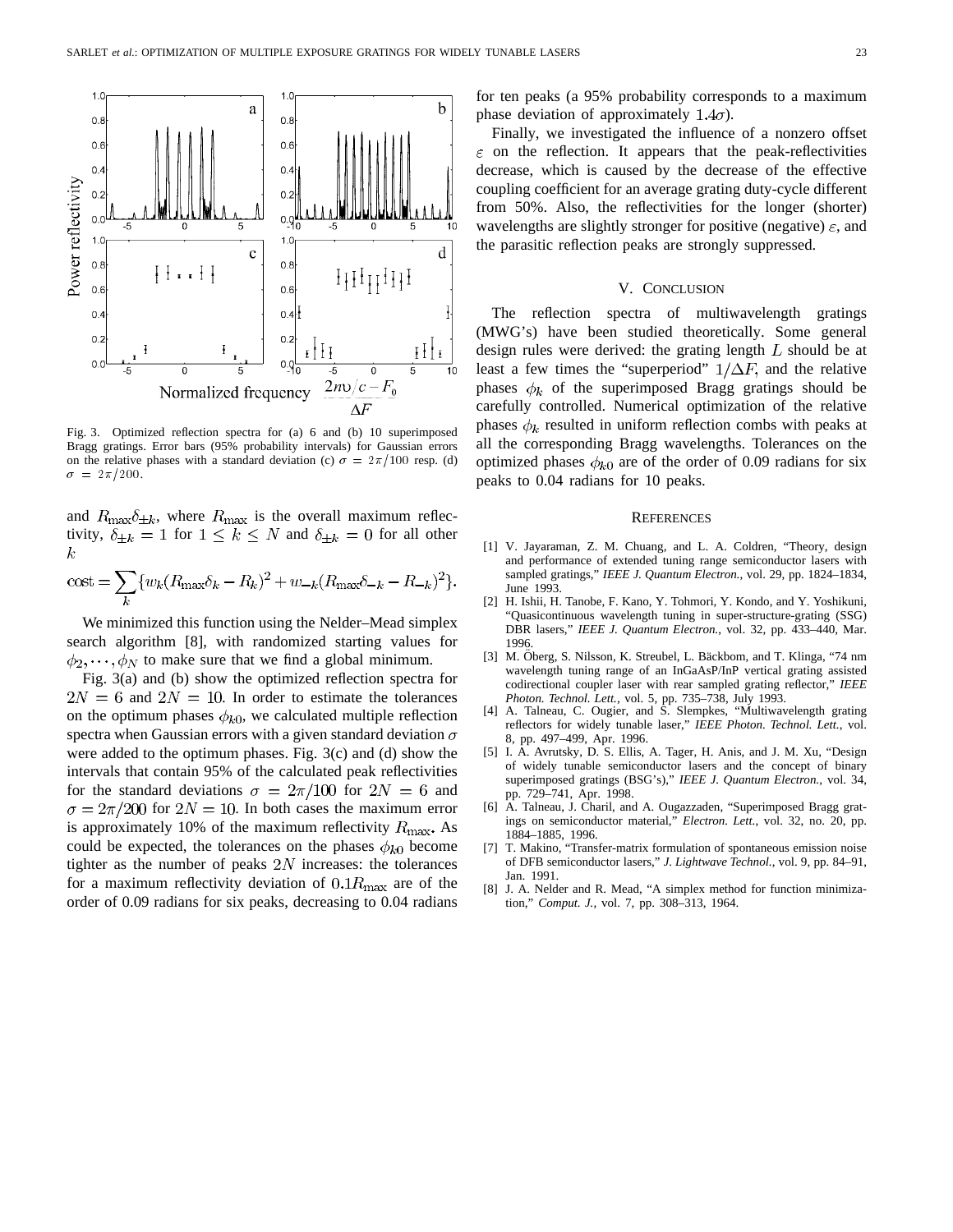Power reflectivity

a

b

c

d

Normalized frequency $\frac{2n\nu/c - F_0}{\Delta F}$

Fig. 3. Optimized reflection spectra for (a) 6 and (b) 10 superimposed Bragg gratings. Error bars (95% probability intervals) for Gaussian errors on the relative phases with a standard deviation (c) $\sigma = 2\pi/100$ resp. (d) $\sigma = 2\pi/200$.

and $R_{\max}\delta_{\pm k}$, where $R_{\max}$ is the overall maximum reflectivity, $\delta_{\pm k} = 1$ for $1 \leq k \leq N$ and $\delta_{\pm k} = 0$ for all other $k$

$$\text{cost} = \sum_k \{w_k(R_{\max}\delta_k - R_k)^2 + w_{-k}(R_{\max}\delta_{-k} - R_{-k})^2\}.$$

We minimized this function using the Nelder–Mead simplex search algorithm [8], with randomized starting values for $\phi_2, \cdots, \phi_N$ to make sure that we find a global minimum.

Fig. 3(a) and (b) show the optimized reflection spectra for $2N = 6$ and $2N = 10$. In order to estimate the tolerances on the optimum phases $\phi_{k0}$, we calculated multiple reflection spectra when Gaussian errors with a given standard deviation $\sigma$ were added to the optimum phases. Fig. 3(c) and (d) show the intervals that contain 95% of the calculated peak reflectivities for the standard deviations $\sigma = 2\pi/100$ for $2N = 6$ and $\sigma = 2\pi/200$ for $2N = 10$. In both cases the maximum error is approximately 10% of the maximum reflectivity $R_{\max}$. As could be expected, the tolerances on the phases $\phi_{k0}$ become tighter as the number of peaks $2N$ increases: the tolerances for a maximum reflectivity deviation of $0.1R_{\max}$ are of the order of 0.09 radians for six peaks, decreasing to 0.04 radians for ten peaks (a 95% probability corresponds to a maximum phase deviation of approximately $1.4\sigma$).

Finally, we investigated the influence of a nonzero offset $\varepsilon$ on the reflection. It appears that the peak-reflectivities decrease, which is caused by the decrease of the effective coupling coefficient for an average grating duty-cycle different from 50%. Also, the reflectivities for the longer (shorter) wavelengths are slightly stronger for positive (negative) $\varepsilon$, and the parasitic reflection peaks are strongly suppressed.

## V. Conclusion

The reflection spectra of multiwavelength gratings (MWG's) have been studied theoretically. Some general design rules were derived: the grating length $L$ should be at least a few times the "superperiod" $1/\Delta F$, and the relative phases $\phi_k$ of the superimposed Bragg gratings should be carefully controlled. Numerical optimization of the relative phases $\phi_k$ resulted in uniform reflection combs with peaks at all the corresponding Bragg wavelengths. Tolerances on the optimized phases $\phi_{k0}$ are of the order of 0.09 radians for six peaks to 0.04 radians for 10 peaks.

## References

[1] V. Jayaraman, Z. M. Chuang, and L. A. Coldren, "Theory, design and performance of extended tuning range semiconductor lasers with sampled gratings," *IEEE J. Quantum Electron.*, vol. 29, pp. 1824–1834, June 1993.

[2] H. Ishii, H. Tanobe, F. Kano, Y. Tohmori, Y. Kondo, and Y. Yoshikuni, "Quasicontinuous wavelength tuning in super-structure-grating (SSG) DBR lasers," *IEEE J. Quantum Electron.*, vol. 32, pp. 433–440, Mar. 1996.

[3] M. Öberg, S. Nilsson, K. Streubel, L. Bäckbom, and T. Klinga, "74 nm wavelength tuning range of an InGaAsP/InP vertical grating assisted codirectional coupler laser with rear sampled grating reflector," *IEEE Photon. Technol. Lett.*, vol. 5, pp. 735–738, July 1993.

[4] A. Talneau, C. Ougier, and S. Slempkes, "Multiwavelength grating reflectors for widely tunable laser," *IEEE Photon. Technol. Lett.*, vol. 8, pp. 497–499, Apr. 1996.

[5] I. A. Avrutsky, D. S. Ellis, A. Tager, H. Anis, and J. M. Xu, "Design of widely tunable semiconductor lasers and the concept of binary superimposed gratings (BSG's)," *IEEE J. Quantum Electron.*, vol. 34, pp. 729–741, Apr. 1998.

[6] A. Talneau, J. Charil, and A. Ougazzaden, "Superimposed Bragg gratings on semiconductor material," *Electron. Lett.*, vol. 32, no. 20, pp. 1884–1885, 1996.

[7] T. Makino, "Transfer-matrix formulation of spontaneous emission noise of DFB semiconductor lasers," *J. Lightwave Technol.*, vol. 9, pp. 84–91, Jan. 1991.

[8] J. A. Nelder and R. Mead, "A simplex method for function minimization," *Comput. J.*, vol. 7, pp. 308–313, 1964.